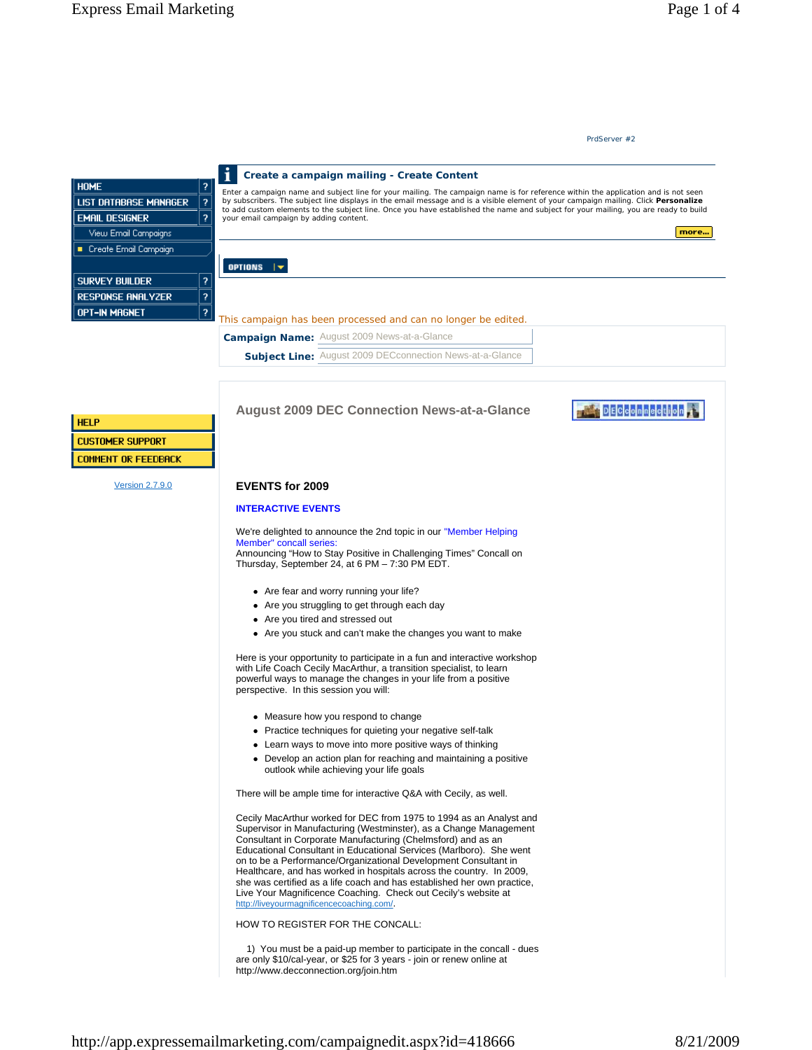PrdServer #2

- HOME ?
- LIST DATABASE MANAGER ?
- EMAIL DESIGNER ?
  - View Email Campaigns
  - Create Email Campaign
- SURVEY BUILDER ?
- RESPONSE ANALYZER ?
- OPT-IN MAGNET ?

- HELP
- CUSTOMER SUPPORT
- COMMENT OR FEEDBACK

Version 2.7.9.0

## Create a campaign mailing - Create Content

Enter a campaign name and subject line for your mailing. The campaign name is for reference within the application and is not seen by subscribers. The subject line displays in the email message and is a visible element of your campaign mailing. Click **Personalize** to add custom elements to the subject line. Once you have established the name and subject for your mailing, you are ready to build your email campaign by adding content.

more...

OPTIONS

This campaign has been processed and can no longer be edited.

**Campaign Name:** August 2009 News-at-a-Glance

**Subject Line:** August 2009 DECconnection News-at-a-Glance

## August 2009 DEC Connection News-at-a-Glance

DECconnection

### EVENTS for 2009

**INTERACTIVE EVENTS**

We're delighted to announce the 2nd topic in our "Member Helping Member" concall series:
Announcing "How to Stay Positive in Challenging Times" Concall on Thursday, September 24, at 6 PM – 7:30 PM EDT.

- Are fear and worry running your life?
- Are you struggling to get through each day
- Are you tired and stressed out
- Are you stuck and can't make the changes you want to make

Here is your opportunity to participate in a fun and interactive workshop with Life Coach Cecily MacArthur, a transition specialist, to learn powerful ways to manage the changes in your life from a positive perspective. In this session you will:

- Measure how you respond to change
- Practice techniques for quieting your negative self-talk
- Learn ways to move into more positive ways of thinking
- Develop an action plan for reaching and maintaining a positive outlook while achieving your life goals

There will be ample time for interactive Q&A with Cecily, as well.

Cecily MacArthur worked for DEC from 1975 to 1994 as an Analyst and Supervisor in Manufacturing (Westminster), as a Change Management Consultant in Corporate Manufacturing (Chelmsford) and as an Educational Consultant in Educational Services (Marlboro). She went on to be a Performance/Organizational Development Consultant in Healthcare, and has worked in hospitals across the country. In 2009, she was certified as a life coach and has established her own practice, Live Your Magnificence Coaching. Check out Cecily's website at http://liveyourmagnificencecoaching.com/.

HOW TO REGISTER FOR THE CONCALL:

1) You must be a paid-up member to participate in the concall - dues are only $10/cal-year, or $25 for 3 years - join or renew online at http://www.decconnection.org/join.htm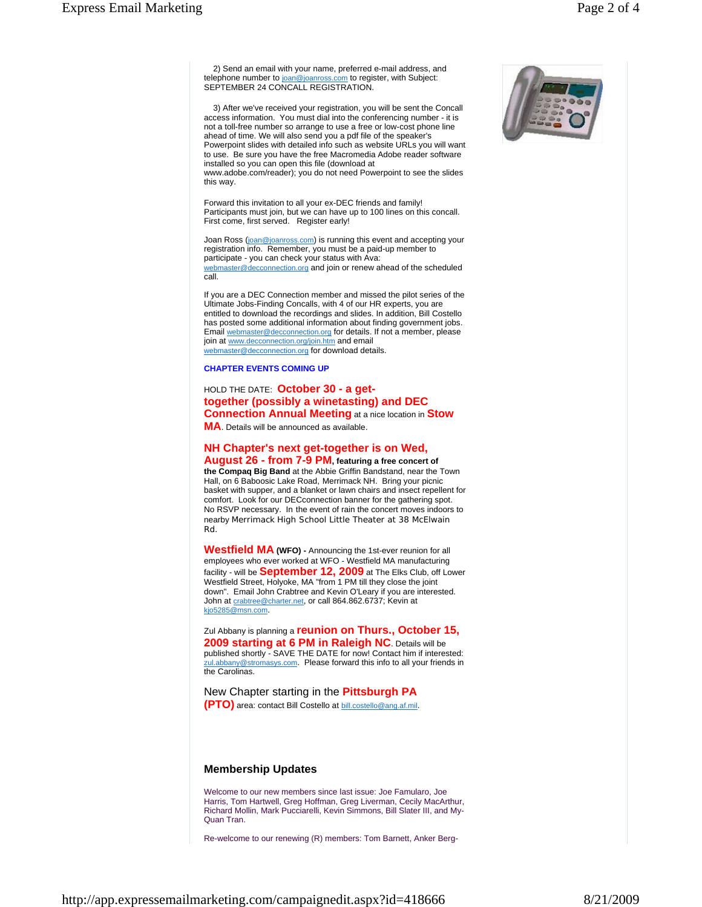2) Send an email with your name, preferred e-mail address, and telephone number to joan@joanross.com to register, with Subject: SEPTEMBER 24 CONCALL REGISTRATION.

3) After we've received your registration, you will be sent the Concall access information. You must dial into the conferencing number - it is not a toll-free number so arrange to use a free or low-cost phone line ahead of time. We will also send you a pdf file of the speaker's Powerpoint slides with detailed info such as website URLs you will want to use. Be sure you have the free Macromedia Adobe reader software installed so you can open this file (download at www.adobe.com/reader); you do not need Powerpoint to see the slides this way.

Forward this invitation to all your ex-DEC friends and family! Participants must join, but we can have up to 100 lines on this concall. First come, first served. Register early!

Joan Ross (joan@joanross.com) is running this event and accepting your registration info. Remember, you must be a paid-up member to participate - you can check your status with Ava: webmaster@decconnection.org and join or renew ahead of the scheduled call.

If you are a DEC Connection member and missed the pilot series of the Ultimate Jobs-Finding Concalls, with 4 of our HR experts, you are entitled to download the recordings and slides. In addition, Bill Costello has posted some additional information about finding government jobs. Email webmaster@decconnection.org for details. If not a member, please join at www.decconnection.org/join.htm and email webmaster@decconnection.org for download details.

**CHAPTER EVENTS COMING UP**

HOLD THE DATE: **October 30 - a get-together (possibly a winetasting) and DEC Connection Annual Meeting** at a nice location in **Stow MA**. Details will be announced as available.

**NH Chapter's next get-together is on Wed, August 26 - from 7-9 PM, featuring a free concert of the Compaq Big Band** at the Abbie Griffin Bandstand, near the Town Hall, on 6 Baboosic Lake Road, Merrimack NH. Bring your picnic basket with supper, and a blanket or lawn chairs and insect repellent for comfort. Look for our DECconnection banner for the gathering spot. No RSVP necessary. In the event of rain the concert moves indoors to nearby Merrimack High School Little Theater at 38 McElwain Rd.

**Westfield MA (WFO) -** Announcing the 1st-ever reunion for all employees who ever worked at WFO - Westfield MA manufacturing facility - will be **September 12, 2009** at The Elks Club, off Lower Westfield Street, Holyoke, MA "from 1 PM till they close the joint down". Email John Crabtree and Kevin O'Leary if you are interested. John at crabtree@charter.net, or call 864.862.6737; Kevin at kjo5285@msn.com.

Zul Abbany is planning a **reunion on Thurs., October 15, 2009 starting at 6 PM in Raleigh NC**. Details will be published shortly - SAVE THE DATE for now! Contact him if interested: zul.abbany@stromasys.com. Please forward this info to all your friends in the Carolinas.

New Chapter starting in the **Pittsburgh PA (PTO)** area: contact Bill Costello at bill.costello@ang.af.mil.

## Membership Updates

Welcome to our new members since last issue: Joe Famularo, Joe Harris, Tom Hartwell, Greg Hoffman, Greg Liverman, Cecily MacArthur, Richard Mollin, Mark Pucciarelli, Kevin Simmons, Bill Slater III, and My-Quan Tran.

Re-welcome to our renewing (R) members: Tom Barnett, Anker Berg-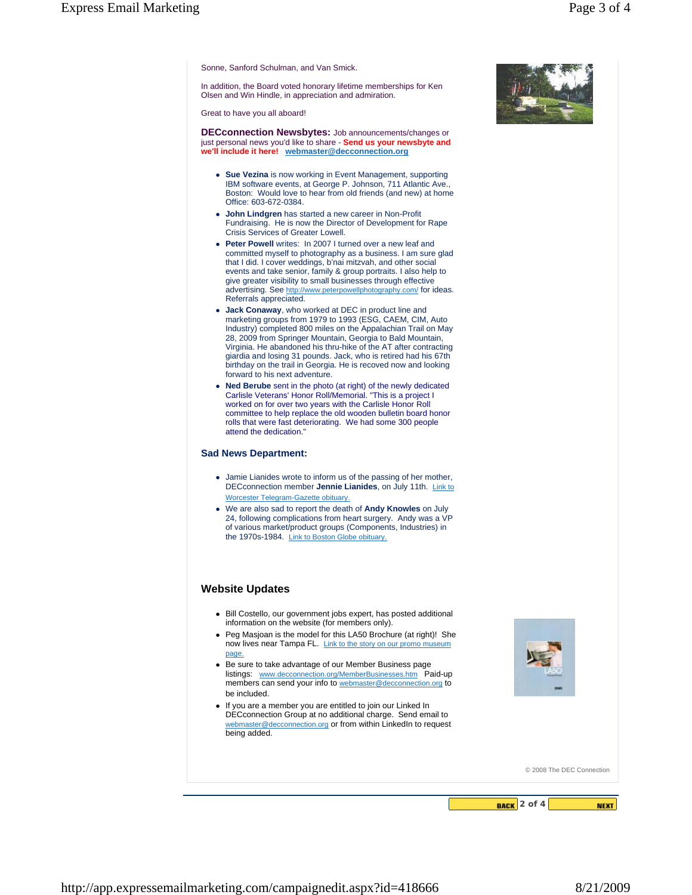Sonne, Sanford Schulman, and Van Smick.

In addition, the Board voted honorary lifetime memberships for Ken Olsen and Win Hindle, in appreciation and admiration.

Great to have you all aboard!

**DECconnection Newsbytes:** Job announcements/changes or just personal news you'd like to share - **Send us your newsbyte and we'll include it here!** **webmaster@decconnection.org**

- **Sue Vezina** is now working in Event Management, supporting IBM software events, at George P. Johnson, 711 Atlantic Ave., Boston: Would love to hear from old friends (and new) at home Office: 603-672-0384.
- **John Lindgren** has started a new career in Non-Profit Fundraising. He is now the Director of Development for Rape Crisis Services of Greater Lowell.
- **Peter Powell** writes: In 2007 I turned over a new leaf and committed myself to photography as a business. I am sure glad that I did. I cover weddings, b'nai mitzvah, and other social events and take senior, family & group portraits. I also help to give greater visibility to small businesses through effective advertising. See http://www.peterpowellphotography.com/ for ideas. Referrals appreciated.
- **Jack Conaway**, who worked at DEC in product line and marketing groups from 1979 to 1993 (ESG, CAEM, CIM, Auto Industry) completed 800 miles on the Appalachian Trail on May 28, 2009 from Springer Mountain, Georgia to Bald Mountain, Virginia. He abandoned his thru-hike of the AT after contracting giardia and losing 31 pounds. Jack, who is retired had his 67th birthday on the trail in Georgia. He is recoved now and looking forward to his next adventure.
- **Ned Berube** sent in the photo (at right) of the newly dedicated Carlisle Veterans' Honor Roll/Memorial. "This is a project I worked on for over two years with the Carlisle Honor Roll committee to help replace the old wooden bulletin board honor rolls that were fast deteriorating. We had some 300 people attend the dedication."

### Sad News Department:

- Jamie Lianides wrote to inform us of the passing of her mother, DECconnection member **Jennie Lianides**, on July 11th. Link to Worcester Telegram-Gazette obituary.
- We are also sad to report the death of **Andy Knowles** on July 24, following complications from heart surgery. Andy was a VP of various market/product groups (Components, Industries) in the 1970s-1984. Link to Boston Globe obituary.

## Website Updates

- Bill Costello, our government jobs expert, has posted additional information on the website (for members only).
- Peg Masjoan is the model for this LA50 Brochure (at right)! She now lives near Tampa FL. Link to the story on our promo museum page.
- Be sure to take advantage of our Member Business page listings: www.decconnection.org/MemberBusinesses.htm Paid-up members can send your info to webmaster@decconnection.org to be included.
- If you are a member you are entitled to join our Linked In DECconnection Group at no additional charge. Send email to webmaster@decconnection.org or from within LinkedIn to request being added.

© 2008 The DEC Connection